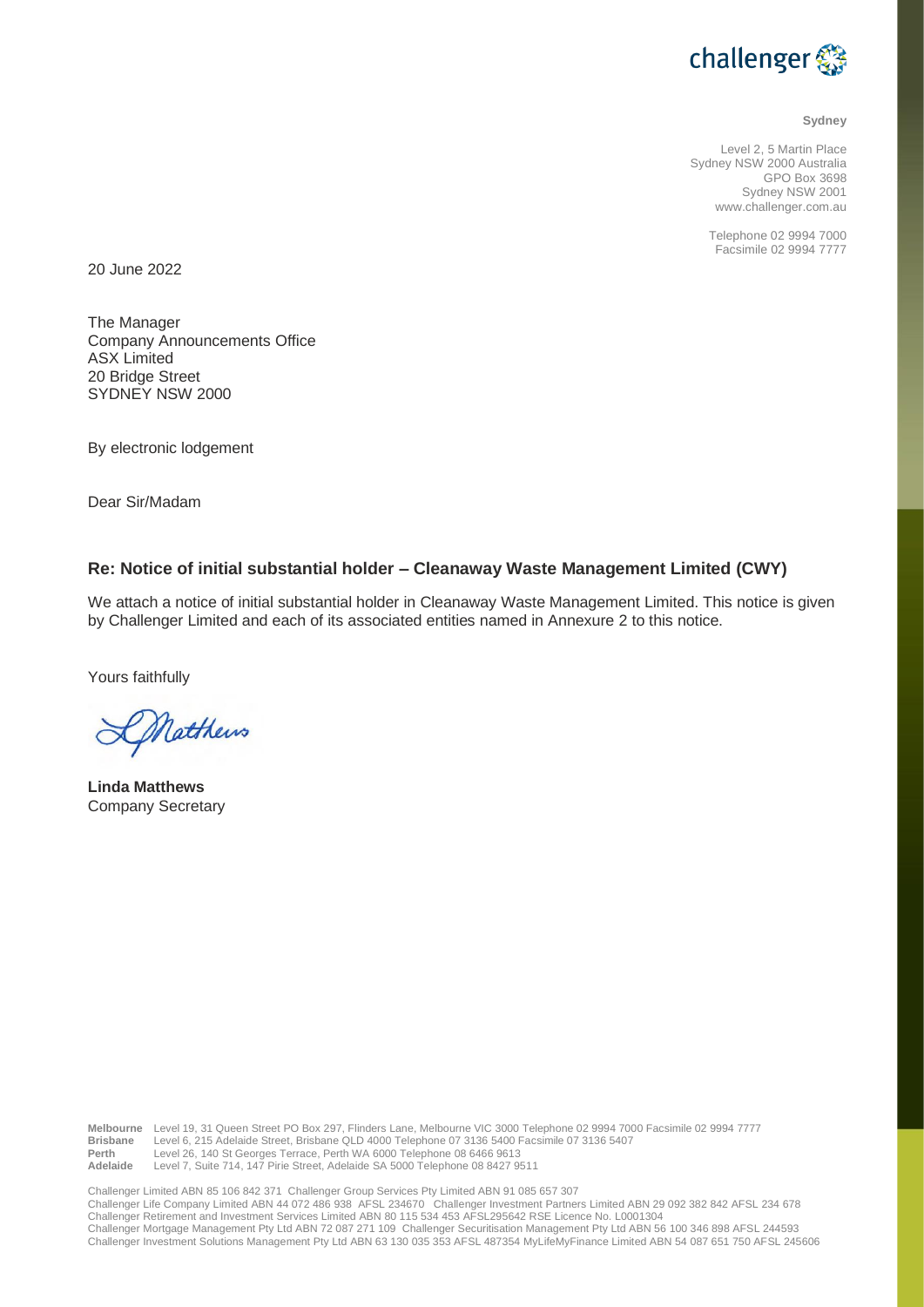challenger

**Sydney**

Level 2, 5 Martin Place
Sydney NSW 2000 Australia
GPO Box 3698
Sydney NSW 2001
www.challenger.com.au

Telephone 02 9994 7000
Facsimile 02 9994 7777

20 June 2022

The Manager
Company Announcements Office
ASX Limited
20 Bridge Street
SYDNEY NSW 2000

By electronic lodgement

Dear Sir/Madam

### Re: Notice of initial substantial holder – Cleanaway Waste Management Limited (CWY)

We attach a notice of initial substantial holder in Cleanaway Waste Management Limited. This notice is given by Challenger Limited and each of its associated entities named in Annexure 2 to this notice.

Yours faithfully

**Linda Matthews**
Company Secretary

**Melbourne** Level 19, 31 Queen Street PO Box 297, Flinders Lane, Melbourne VIC 3000 Telephone 02 9994 7000 Facsimile 02 9994 7777
**Brisbane** Level 6, 215 Adelaide Street, Brisbane QLD 4000 Telephone 07 3136 5400 Facsimile 07 3136 5407
**Perth** Level 26, 140 St Georges Terrace, Perth WA 6000 Telephone 08 6466 9613
**Adelaide** Level 7, Suite 714, 147 Pirie Street, Adelaide SA 5000 Telephone 08 8427 9511

Challenger Limited ABN 85 106 842 371 Challenger Group Services Pty Limited ABN 91 085 657 307
Challenger Life Company Limited ABN 44 072 486 938 AFSL 234670 Challenger Investment Partners Limited ABN 29 092 382 842 AFSL 234 678
Challenger Retirement and Investment Services Limited ABN 80 115 534 453 AFSL295642 RSE Licence No. L0001304
Challenger Mortgage Management Pty Ltd ABN 72 087 271 109 Challenger Securitisation Management Pty Ltd ABN 56 100 346 898 AFSL 244593
Challenger Investment Solutions Management Pty Ltd ABN 63 130 035 353 AFSL 487354 MyLifeMyFinance Limited ABN 54 087 651 750 AFSL 245606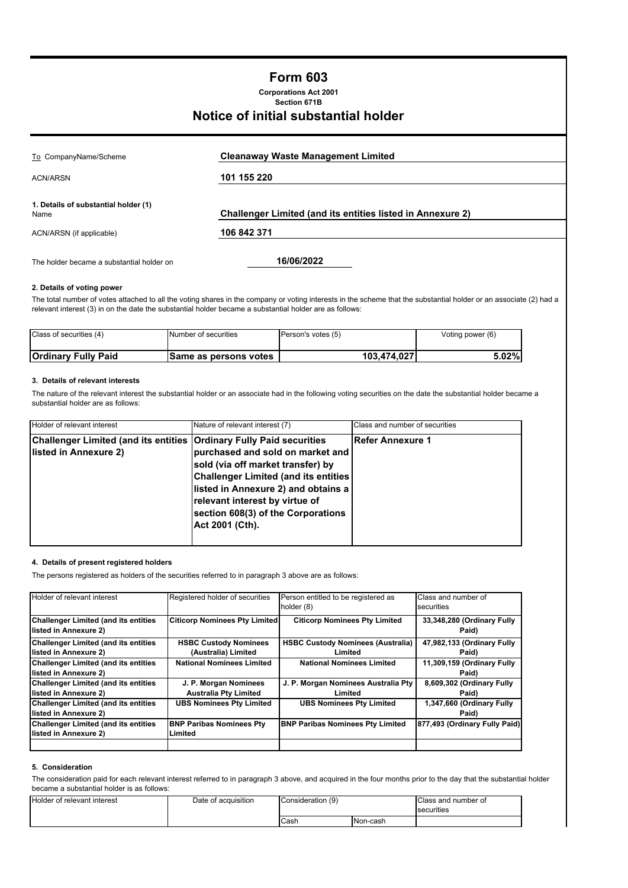# Form 603

**Corporations Act 2001**
**Section 671B**

## Notice of initial substantial holder

| | |
|---|---|
| To CompanyName/Scheme | **Cleanaway Waste Management Limited** |
| ACN/ARSN | **101 155 220** |
| **1. Details of substantial holder (1)** Name | **Challenger Limited (and its entities listed in Annexure 2)** |
| ACN/ARSN (if applicable) | **106 842 371** |
| The holder became a substantial holder on | **16/06/2022** |

### 2. Details of voting power

The total number of votes attached to all the voting shares in the company or voting interests in the scheme that the substantial holder or an associate (2) had a relevant interest (3) in on the date the substantial holder became a substantial holder are as follows:

| Class of securities (4) | Number of securities | Person's votes (5) | Voting power (6) |
|---|---|---|---|
| **Ordinary Fully Paid** | **Same as persons votes** | **103,474,027** | **5.02%** |

### 3. Details of relevant interests

The nature of the relevant interest the substantial holder or an associate had in the following voting securities on the date the substantial holder became a substantial holder are as follows:

| Holder of relevant interest | Nature of relevant interest (7) | Class and number of securities |
|---|---|---|
| **Challenger Limited (and its entities listed in Annexure 2)** | **Ordinary Fully Paid securities purchased and sold on market and sold (via off market transfer) by Challenger Limited (and its entities listed in Annexure 2) and obtains a relevant interest by virtue of section 608(3) of the Corporations Act 2001 (Cth).** | **Refer Annexure 1** |

### 4. Details of present registered holders

The persons registered as holders of the securities referred to in paragraph 3 above are as follows:

| Holder of relevant interest | Registered holder of securities | Person entitled to be registered as holder (8) | Class and number of securities |
|---|---|---|---|
| **Challenger Limited (and its entities listed in Annexure 2)** | **Citicorp Nominees Pty Limited** | **Citicorp Nominees Pty Limited** | **33,348,280 (Ordinary Fully Paid)** |
| **Challenger Limited (and its entities listed in Annexure 2)** | **HSBC Custody Nominees (Australia) Limited** | **HSBC Custody Nominees (Australia) Limited** | **47,982,133 (Ordinary Fully Paid)** |
| **Challenger Limited (and its entities listed in Annexure 2)** | **National Nominees Limited** | **National Nominees Limited** | **11,309,159 (Ordinary Fully Paid)** |
| **Challenger Limited (and its entities listed in Annexure 2)** | **J. P. Morgan Nominees Australia Pty Limited** | **J. P. Morgan Nominees Australia Pty Limited** | **8,609,302 (Ordinary Fully Paid)** |
| **Challenger Limited (and its entities listed in Annexure 2)** | **UBS Nominees Pty Limited** | **UBS Nominees Pty Limited** | **1,347,660 (Ordinary Fully Paid)** |
| **Challenger Limited (and its entities listed in Annexure 2)** | **BNP Paribas Nominees Pty Limited** | **BNP Paribas Nominees Pty Limited** | **877,493 (Ordinary Fully Paid)** |
| | | | |

### 5. Consideration

The consideration paid for each relevant interest referred to in paragraph 3 above, and acquired in the four months prior to the day that the substantial holder became a substantial holder is as follows:

| Holder of relevant interest | Date of acquisition | Consideration (9) | | Class and number of securities |
|---|---|---|---|---|
| | | Cash | Non-cash | |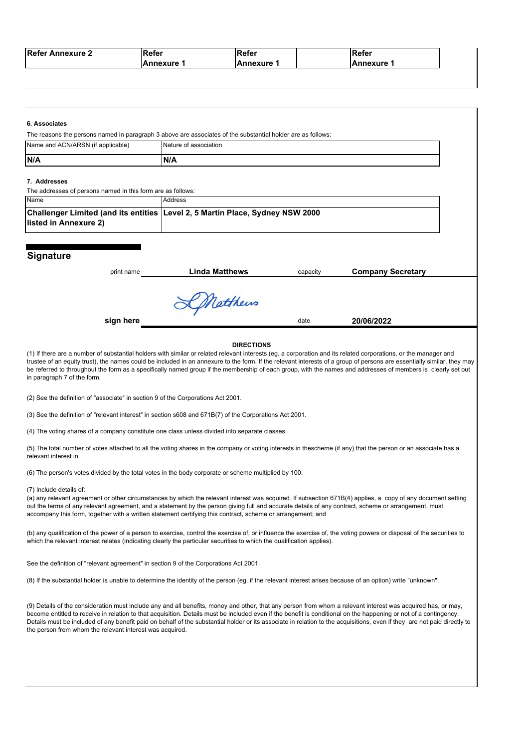| Refer Annexure 2 | Refer Annexure 1 | Refer Annexure 1 | | Refer Annexure 1 |
|---|---|---|---|---|

**6. Associates**

The reasons the persons named in paragraph 3 above are associates of the substantial holder are as follows:

| Name and ACN/ARSN (if applicable) | Nature of association |
|---|---|
| **N/A** | **N/A** |

**7. Addresses**

The addresses of persons named in this form are as follows:

| Name | Address |
|---|---|
| **Challenger Limited (and its entities listed in Annexure 2)** | **Level 2, 5 Martin Place, Sydney NSW 2000** |

## Signature

| | | | |
|---|---|---|---|
| print name | **Linda Matthews** | capacity | **Company Secretary** |
| **sign here** | L Matthews | date | **20/06/2022** |

**DIRECTIONS**

(1) If there are a number of substantial holders with similar or related relevant interests (eg. a corporation and its related corporations, or the manager and trustee of an equity trust), the names could be included in an annexure to the form. If the relevant interests of a group of persons are essentially similar, they may be referred to throughout the form as a specifically named group if the membership of each group, with the names and addresses of members is clearly set out in paragraph 7 of the form.

(2) See the definition of "associate" in section 9 of the Corporations Act 2001.

(3) See the definition of "relevant interest" in section s608 and 671B(7) of the Corporations Act 2001.

(4) The voting shares of a company constitute one class unless divided into separate classes.

(5) The total number of votes attached to all the voting shares in the company or voting interests in thescheme (if any) that the person or an associate has a relevant interest in.

(6) The person's votes divided by the total votes in the body corporate or scheme multiplied by 100.

(7) Include details of:
(a) any relevant agreement or other circumstances by which the relevant interest was acquired. If subsection 671B(4) applies, a copy of any document setting out the terms of any relevant agreement, and a statement by the person giving full and accurate details of any contract, scheme or arrangement, must accompany this form, together with a written statement certifying this contract, scheme or arrangement; and

(b) any qualification of the power of a person to exercise, control the exercise of, or influence the exercise of, the voting powers or disposal of the securities to which the relevant interest relates (indicating clearly the particular securities to which the qualification applies).

See the definition of "relevant agreement" in section 9 of the Corporations Act 2001.

(8) If the substantial holder is unable to determine the identity of the person (eg. if the relevant interest arises because of an option) write "unknown".

(9) Details of the consideration must include any and all benefits, money and other, that any person from whom a relevant interest was acquired has, or may, become entitled to receive in relation to that acquisition. Details must be included even if the benefit is conditional on the happening or not of a contingency. Details must be included of any benefit paid on behalf of the substantial holder or its associate in relation to the acquisitions, even if they are not paid directly to the person from whom the relevant interest was acquired.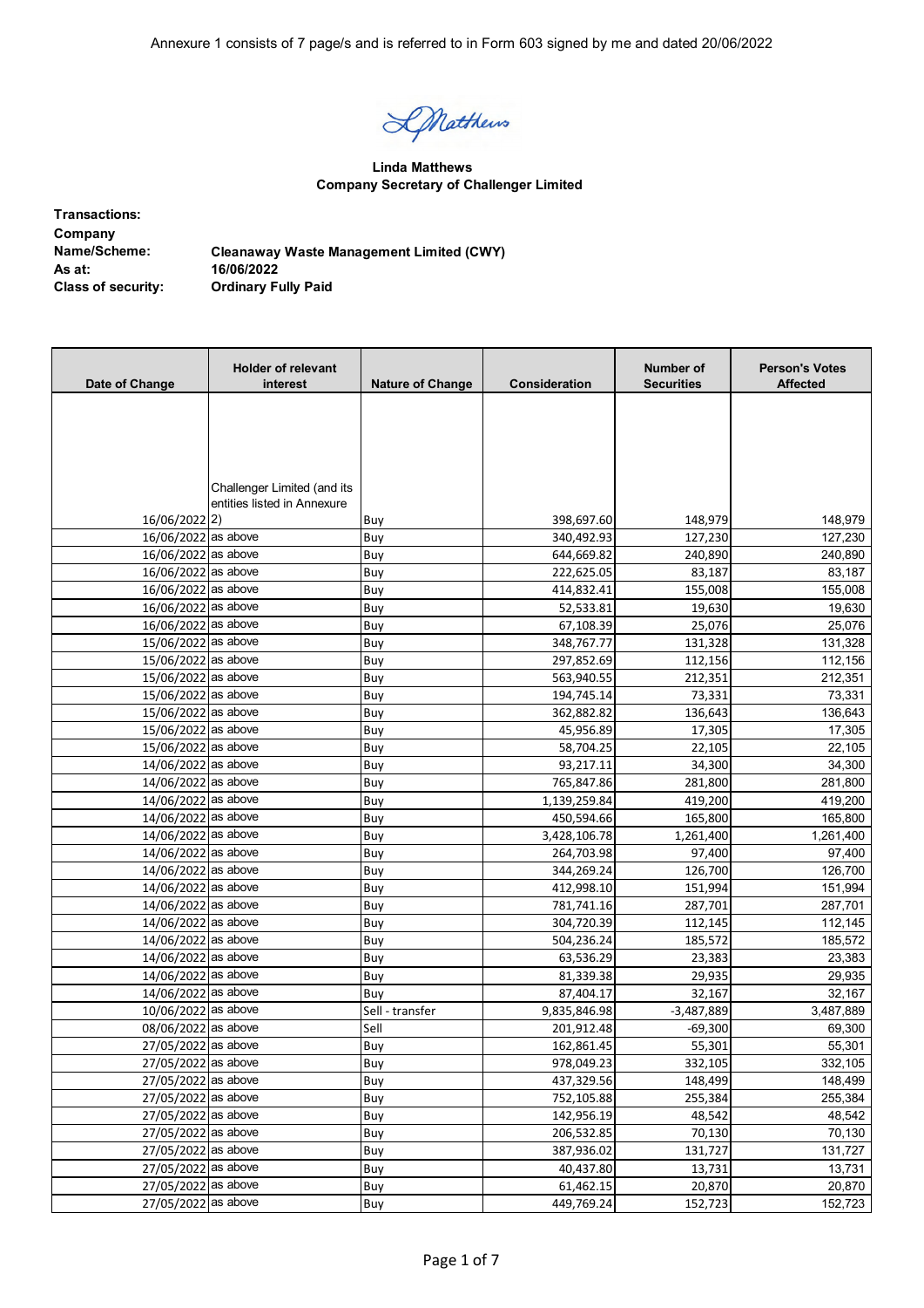Annexure 1 consists of 7 page/s and is referred to in Form 603 signed by me and dated 20/06/2022

Linda Matthews
**Company Secretary of Challenger Limited**

| | |
|---|---|
| **Transactions:** | |
| **Company Name/Scheme:** | **Cleanaway Waste Management Limited (CWY)** |
| **As at:** | **16/06/2022** |
| **Class of security:** | **Ordinary Fully Paid** |

| Date of Change | Holder of relevant interest | Nature of Change | Consideration | Number of Securities | Person's Votes Affected |
|---|---|---|---|---|---|
| 16/06/2022 | Challenger Limited (and its entities listed in Annexure 2) | Buy | 398,697.60 | 148,979 | 148,979 |
| 16/06/2022 | as above | Buy | 340,492.93 | 127,230 | 127,230 |
| 16/06/2022 | as above | Buy | 644,669.82 | 240,890 | 240,890 |
| 16/06/2022 | as above | Buy | 222,625.05 | 83,187 | 83,187 |
| 16/06/2022 | as above | Buy | 414,832.41 | 155,008 | 155,008 |
| 16/06/2022 | as above | Buy | 52,533.81 | 19,630 | 19,630 |
| 16/06/2022 | as above | Buy | 67,108.39 | 25,076 | 25,076 |
| 15/06/2022 | as above | Buy | 348,767.77 | 131,328 | 131,328 |
| 15/06/2022 | as above | Buy | 297,852.69 | 112,156 | 112,156 |
| 15/06/2022 | as above | Buy | 563,940.55 | 212,351 | 212,351 |
| 15/06/2022 | as above | Buy | 194,745.14 | 73,331 | 73,331 |
| 15/06/2022 | as above | Buy | 362,882.82 | 136,643 | 136,643 |
| 15/06/2022 | as above | Buy | 45,956.89 | 17,305 | 17,305 |
| 15/06/2022 | as above | Buy | 58,704.25 | 22,105 | 22,105 |
| 14/06/2022 | as above | Buy | 93,217.11 | 34,300 | 34,300 |
| 14/06/2022 | as above | Buy | 765,847.86 | 281,800 | 281,800 |
| 14/06/2022 | as above | Buy | 1,139,259.84 | 419,200 | 419,200 |
| 14/06/2022 | as above | Buy | 450,594.66 | 165,800 | 165,800 |
| 14/06/2022 | as above | Buy | 3,428,106.78 | 1,261,400 | 1,261,400 |
| 14/06/2022 | as above | Buy | 264,703.98 | 97,400 | 97,400 |
| 14/06/2022 | as above | Buy | 344,269.24 | 126,700 | 126,700 |
| 14/06/2022 | as above | Buy | 412,998.10 | 151,994 | 151,994 |
| 14/06/2022 | as above | Buy | 781,741.16 | 287,701 | 287,701 |
| 14/06/2022 | as above | Buy | 304,720.39 | 112,145 | 112,145 |
| 14/06/2022 | as above | Buy | 504,236.24 | 185,572 | 185,572 |
| 14/06/2022 | as above | Buy | 63,536.29 | 23,383 | 23,383 |
| 14/06/2022 | as above | Buy | 81,339.38 | 29,935 | 29,935 |
| 14/06/2022 | as above | Buy | 87,404.17 | 32,167 | 32,167 |
| 10/06/2022 | as above | Sell - transfer | 9,835,846.98 | -3,487,889 | 3,487,889 |
| 08/06/2022 | as above | Sell | 201,912.48 | -69,300 | 69,300 |
| 27/05/2022 | as above | Buy | 162,861.45 | 55,301 | 55,301 |
| 27/05/2022 | as above | Buy | 978,049.23 | 332,105 | 332,105 |
| 27/05/2022 | as above | Buy | 437,329.56 | 148,499 | 148,499 |
| 27/05/2022 | as above | Buy | 752,105.88 | 255,384 | 255,384 |
| 27/05/2022 | as above | Buy | 142,956.19 | 48,542 | 48,542 |
| 27/05/2022 | as above | Buy | 206,532.85 | 70,130 | 70,130 |
| 27/05/2022 | as above | Buy | 387,936.02 | 131,727 | 131,727 |
| 27/05/2022 | as above | Buy | 40,437.80 | 13,731 | 13,731 |
| 27/05/2022 | as above | Buy | 61,462.15 | 20,870 | 20,870 |
| 27/05/2022 | as above | Buy | 449,769.24 | 152,723 | 152,723 |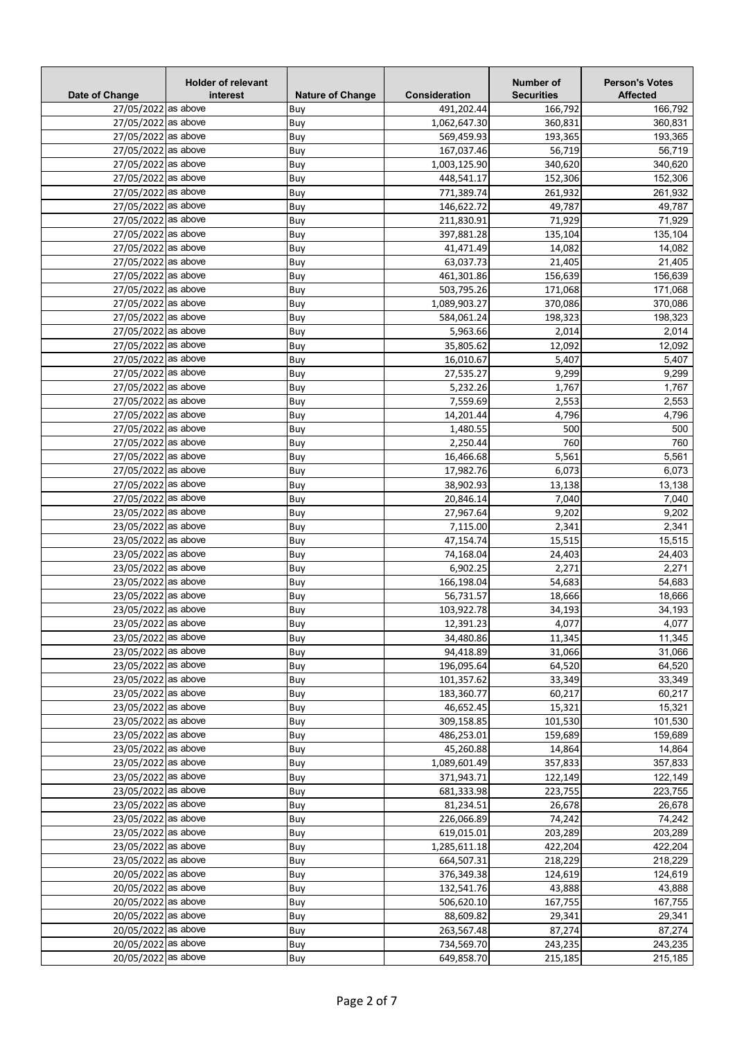| Date of Change | Holder of relevant interest | Nature of Change | Consideration | Number of Securities | Person's Votes Affected |
|---|---|---|---|---|---|
| 27/05/2022 | as above | Buy | 491,202.44 | 166,792 | 166,792 |
| 27/05/2022 | as above | Buy | 1,062,647.30 | 360,831 | 360,831 |
| 27/05/2022 | as above | Buy | 569,459.93 | 193,365 | 193,365 |
| 27/05/2022 | as above | Buy | 167,037.46 | 56,719 | 56,719 |
| 27/05/2022 | as above | Buy | 1,003,125.90 | 340,620 | 340,620 |
| 27/05/2022 | as above | Buy | 448,541.17 | 152,306 | 152,306 |
| 27/05/2022 | as above | Buy | 771,389.74 | 261,932 | 261,932 |
| 27/05/2022 | as above | Buy | 146,622.72 | 49,787 | 49,787 |
| 27/05/2022 | as above | Buy | 211,830.91 | 71,929 | 71,929 |
| 27/05/2022 | as above | Buy | 397,881.28 | 135,104 | 135,104 |
| 27/05/2022 | as above | Buy | 41,471.49 | 14,082 | 14,082 |
| 27/05/2022 | as above | Buy | 63,037.73 | 21,405 | 21,405 |
| 27/05/2022 | as above | Buy | 461,301.86 | 156,639 | 156,639 |
| 27/05/2022 | as above | Buy | 503,795.26 | 171,068 | 171,068 |
| 27/05/2022 | as above | Buy | 1,089,903.27 | 370,086 | 370,086 |
| 27/05/2022 | as above | Buy | 584,061.24 | 198,323 | 198,323 |
| 27/05/2022 | as above | Buy | 5,963.66 | 2,014 | 2,014 |
| 27/05/2022 | as above | Buy | 35,805.62 | 12,092 | 12,092 |
| 27/05/2022 | as above | Buy | 16,010.67 | 5,407 | 5,407 |
| 27/05/2022 | as above | Buy | 27,535.27 | 9,299 | 9,299 |
| 27/05/2022 | as above | Buy | 5,232.26 | 1,767 | 1,767 |
| 27/05/2022 | as above | Buy | 7,559.69 | 2,553 | 2,553 |
| 27/05/2022 | as above | Buy | 14,201.44 | 4,796 | 4,796 |
| 27/05/2022 | as above | Buy | 1,480.55 | 500 | 500 |
| 27/05/2022 | as above | Buy | 2,250.44 | 760 | 760 |
| 27/05/2022 | as above | Buy | 16,466.68 | 5,561 | 5,561 |
| 27/05/2022 | as above | Buy | 17,982.76 | 6,073 | 6,073 |
| 27/05/2022 | as above | Buy | 38,902.93 | 13,138 | 13,138 |
| 27/05/2022 | as above | Buy | 20,846.14 | 7,040 | 7,040 |
| 23/05/2022 | as above | Buy | 27,967.64 | 9,202 | 9,202 |
| 23/05/2022 | as above | Buy | 7,115.00 | 2,341 | 2,341 |
| 23/05/2022 | as above | Buy | 47,154.74 | 15,515 | 15,515 |
| 23/05/2022 | as above | Buy | 74,168.04 | 24,403 | 24,403 |
| 23/05/2022 | as above | Buy | 6,902.25 | 2,271 | 2,271 |
| 23/05/2022 | as above | Buy | 166,198.04 | 54,683 | 54,683 |
| 23/05/2022 | as above | Buy | 56,731.57 | 18,666 | 18,666 |
| 23/05/2022 | as above | Buy | 103,922.78 | 34,193 | 34,193 |
| 23/05/2022 | as above | Buy | 12,391.23 | 4,077 | 4,077 |
| 23/05/2022 | as above | Buy | 34,480.86 | 11,345 | 11,345 |
| 23/05/2022 | as above | Buy | 94,418.89 | 31,066 | 31,066 |
| 23/05/2022 | as above | Buy | 196,095.64 | 64,520 | 64,520 |
| 23/05/2022 | as above | Buy | 101,357.62 | 33,349 | 33,349 |
| 23/05/2022 | as above | Buy | 183,360.77 | 60,217 | 60,217 |
| 23/05/2022 | as above | Buy | 46,652.45 | 15,321 | 15,321 |
| 23/05/2022 | as above | Buy | 309,158.85 | 101,530 | 101,530 |
| 23/05/2022 | as above | Buy | 486,253.01 | 159,689 | 159,689 |
| 23/05/2022 | as above | Buy | 45,260.88 | 14,864 | 14,864 |
| 23/05/2022 | as above | Buy | 1,089,601.49 | 357,833 | 357,833 |
| 23/05/2022 | as above | Buy | 371,943.71 | 122,149 | 122,149 |
| 23/05/2022 | as above | Buy | 681,333.98 | 223,755 | 223,755 |
| 23/05/2022 | as above | Buy | 81,234.51 | 26,678 | 26,678 |
| 23/05/2022 | as above | Buy | 226,066.89 | 74,242 | 74,242 |
| 23/05/2022 | as above | Buy | 619,015.01 | 203,289 | 203,289 |
| 23/05/2022 | as above | Buy | 1,285,611.18 | 422,204 | 422,204 |
| 23/05/2022 | as above | Buy | 664,507.31 | 218,229 | 218,229 |
| 20/05/2022 | as above | Buy | 376,349.38 | 124,619 | 124,619 |
| 20/05/2022 | as above | Buy | 132,541.76 | 43,888 | 43,888 |
| 20/05/2022 | as above | Buy | 506,620.10 | 167,755 | 167,755 |
| 20/05/2022 | as above | Buy | 88,609.82 | 29,341 | 29,341 |
| 20/05/2022 | as above | Buy | 263,567.48 | 87,274 | 87,274 |
| 20/05/2022 | as above | Buy | 734,569.70 | 243,235 | 243,235 |
| 20/05/2022 | as above | Buy | 649,858.70 | 215,185 | 215,185 |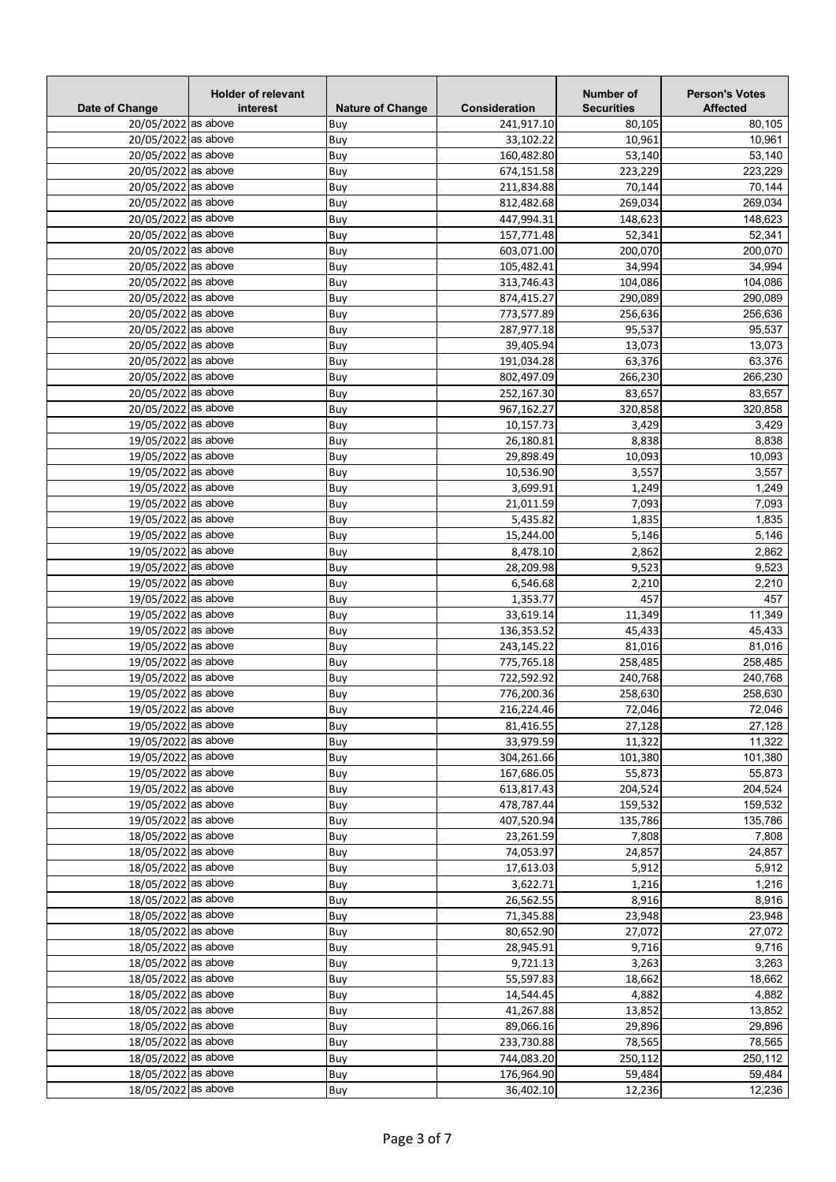| Date of Change | Holder of relevant interest | Nature of Change | Consideration | Number of Securities | Person's Votes Affected |
|---|---|---|---|---|---|
| 20/05/2022 | as above | Buy | 241,917.10 | 80,105 | 80,105 |
| 20/05/2022 | as above | Buy | 33,102.22 | 10,961 | 10,961 |
| 20/05/2022 | as above | Buy | 160,482.80 | 53,140 | 53,140 |
| 20/05/2022 | as above | Buy | 674,151.58 | 223,229 | 223,229 |
| 20/05/2022 | as above | Buy | 211,834.88 | 70,144 | 70,144 |
| 20/05/2022 | as above | Buy | 812,482.68 | 269,034 | 269,034 |
| 20/05/2022 | as above | Buy | 447,994.31 | 148,623 | 148,623 |
| 20/05/2022 | as above | Buy | 157,771.48 | 52,341 | 52,341 |
| 20/05/2022 | as above | Buy | 603,071.00 | 200,070 | 200,070 |
| 20/05/2022 | as above | Buy | 105,482.41 | 34,994 | 34,994 |
| 20/05/2022 | as above | Buy | 313,746.43 | 104,086 | 104,086 |
| 20/05/2022 | as above | Buy | 874,415.27 | 290,089 | 290,089 |
| 20/05/2022 | as above | Buy | 773,577.89 | 256,636 | 256,636 |
| 20/05/2022 | as above | Buy | 287,977.18 | 95,537 | 95,537 |
| 20/05/2022 | as above | Buy | 39,405.94 | 13,073 | 13,073 |
| 20/05/2022 | as above | Buy | 191,034.28 | 63,376 | 63,376 |
| 20/05/2022 | as above | Buy | 802,497.09 | 266,230 | 266,230 |
| 20/05/2022 | as above | Buy | 252,167.30 | 83,657 | 83,657 |
| 20/05/2022 | as above | Buy | 967,162.27 | 320,858 | 320,858 |
| 19/05/2022 | as above | Buy | 10,157.73 | 3,429 | 3,429 |
| 19/05/2022 | as above | Buy | 26,180.81 | 8,838 | 8,838 |
| 19/05/2022 | as above | Buy | 29,898.49 | 10,093 | 10,093 |
| 19/05/2022 | as above | Buy | 10,536.90 | 3,557 | 3,557 |
| 19/05/2022 | as above | Buy | 3,699.91 | 1,249 | 1,249 |
| 19/05/2022 | as above | Buy | 21,011.59 | 7,093 | 7,093 |
| 19/05/2022 | as above | Buy | 5,435.82 | 1,835 | 1,835 |
| 19/05/2022 | as above | Buy | 15,244.00 | 5,146 | 5,146 |
| 19/05/2022 | as above | Buy | 8,478.10 | 2,862 | 2,862 |
| 19/05/2022 | as above | Buy | 28,209.98 | 9,523 | 9,523 |
| 19/05/2022 | as above | Buy | 6,546.68 | 2,210 | 2,210 |
| 19/05/2022 | as above | Buy | 1,353.77 | 457 | 457 |
| 19/05/2022 | as above | Buy | 33,619.14 | 11,349 | 11,349 |
| 19/05/2022 | as above | Buy | 136,353.52 | 45,433 | 45,433 |
| 19/05/2022 | as above | Buy | 243,145.22 | 81,016 | 81,016 |
| 19/05/2022 | as above | Buy | 775,765.18 | 258,485 | 258,485 |
| 19/05/2022 | as above | Buy | 722,592.92 | 240,768 | 240,768 |
| 19/05/2022 | as above | Buy | 776,200.36 | 258,630 | 258,630 |
| 19/05/2022 | as above | Buy | 216,224.46 | 72,046 | 72,046 |
| 19/05/2022 | as above | Buy | 81,416.55 | 27,128 | 27,128 |
| 19/05/2022 | as above | Buy | 33,979.59 | 11,322 | 11,322 |
| 19/05/2022 | as above | Buy | 304,261.66 | 101,380 | 101,380 |
| 19/05/2022 | as above | Buy | 167,686.05 | 55,873 | 55,873 |
| 19/05/2022 | as above | Buy | 613,817.43 | 204,524 | 204,524 |
| 19/05/2022 | as above | Buy | 478,787.44 | 159,532 | 159,532 |
| 19/05/2022 | as above | Buy | 407,520.94 | 135,786 | 135,786 |
| 18/05/2022 | as above | Buy | 23,261.59 | 7,808 | 7,808 |
| 18/05/2022 | as above | Buy | 74,053.97 | 24,857 | 24,857 |
| 18/05/2022 | as above | Buy | 17,613.03 | 5,912 | 5,912 |
| 18/05/2022 | as above | Buy | 3,622.71 | 1,216 | 1,216 |
| 18/05/2022 | as above | Buy | 26,562.55 | 8,916 | 8,916 |
| 18/05/2022 | as above | Buy | 71,345.88 | 23,948 | 23,948 |
| 18/05/2022 | as above | Buy | 80,652.90 | 27,072 | 27,072 |
| 18/05/2022 | as above | Buy | 28,945.91 | 9,716 | 9,716 |
| 18/05/2022 | as above | Buy | 9,721.13 | 3,263 | 3,263 |
| 18/05/2022 | as above | Buy | 55,597.83 | 18,662 | 18,662 |
| 18/05/2022 | as above | Buy | 14,544.45 | 4,882 | 4,882 |
| 18/05/2022 | as above | Buy | 41,267.88 | 13,852 | 13,852 |
| 18/05/2022 | as above | Buy | 89,066.16 | 29,896 | 29,896 |
| 18/05/2022 | as above | Buy | 233,730.88 | 78,565 | 78,565 |
| 18/05/2022 | as above | Buy | 744,083.20 | 250,112 | 250,112 |
| 18/05/2022 | as above | Buy | 176,964.90 | 59,484 | 59,484 |
| 18/05/2022 | as above | Buy | 36,402.10 | 12,236 | 12,236 |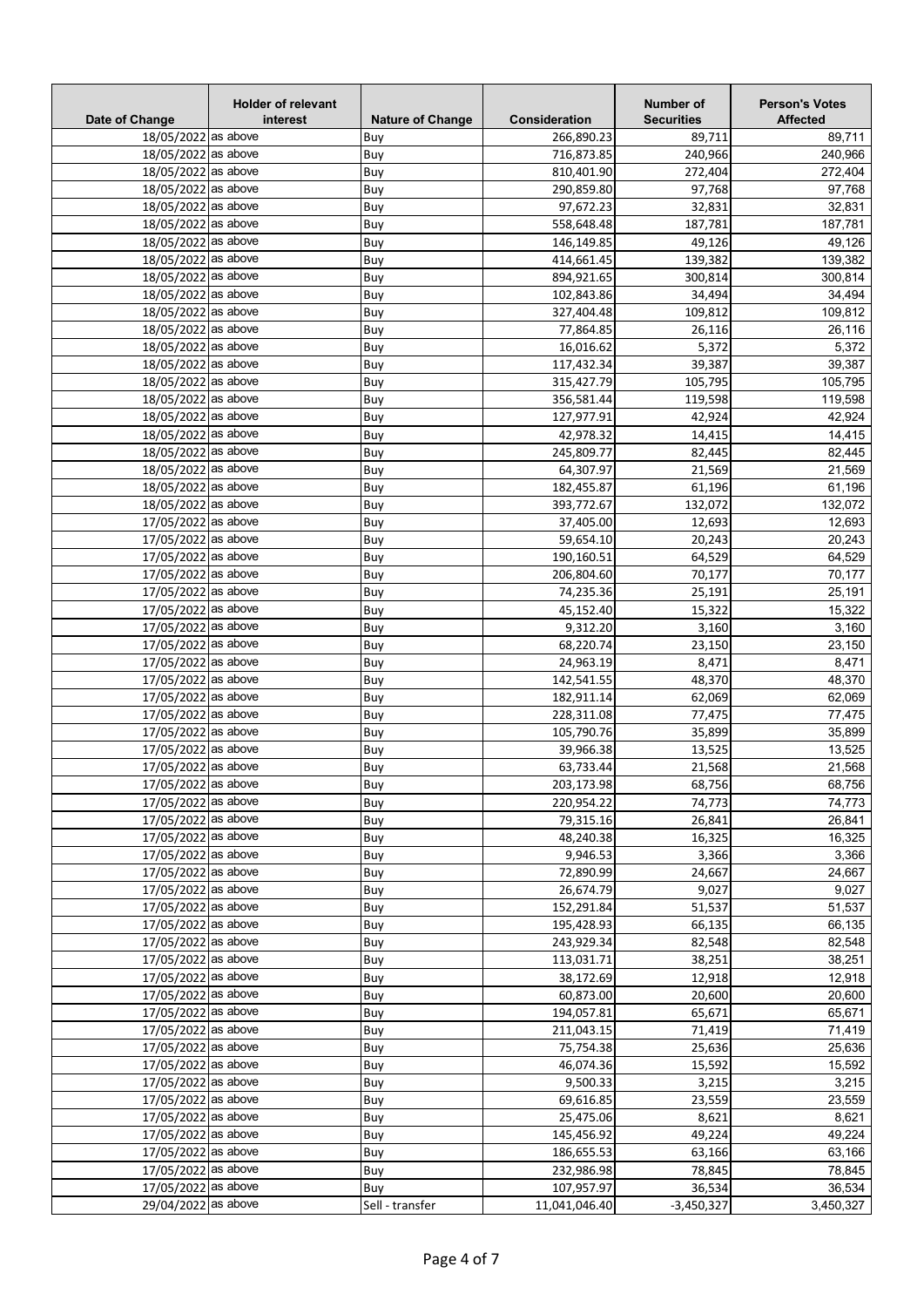| Date of Change | Holder of relevant interest | Nature of Change | Consideration | Number of Securities | Person's Votes Affected |
|---|---|---|---|---|---|
| 18/05/2022 | as above | Buy | 266,890.23 | 89,711 | 89,711 |
| 18/05/2022 | as above | Buy | 716,873.85 | 240,966 | 240,966 |
| 18/05/2022 | as above | Buy | 810,401.90 | 272,404 | 272,404 |
| 18/05/2022 | as above | Buy | 290,859.80 | 97,768 | 97,768 |
| 18/05/2022 | as above | Buy | 97,672.23 | 32,831 | 32,831 |
| 18/05/2022 | as above | Buy | 558,648.48 | 187,781 | 187,781 |
| 18/05/2022 | as above | Buy | 146,149.85 | 49,126 | 49,126 |
| 18/05/2022 | as above | Buy | 414,661.45 | 139,382 | 139,382 |
| 18/05/2022 | as above | Buy | 894,921.65 | 300,814 | 300,814 |
| 18/05/2022 | as above | Buy | 102,843.86 | 34,494 | 34,494 |
| 18/05/2022 | as above | Buy | 327,404.48 | 109,812 | 109,812 |
| 18/05/2022 | as above | Buy | 77,864.85 | 26,116 | 26,116 |
| 18/05/2022 | as above | Buy | 16,016.62 | 5,372 | 5,372 |
| 18/05/2022 | as above | Buy | 117,432.34 | 39,387 | 39,387 |
| 18/05/2022 | as above | Buy | 315,427.79 | 105,795 | 105,795 |
| 18/05/2022 | as above | Buy | 356,581.44 | 119,598 | 119,598 |
| 18/05/2022 | as above | Buy | 127,977.91 | 42,924 | 42,924 |
| 18/05/2022 | as above | Buy | 42,978.32 | 14,415 | 14,415 |
| 18/05/2022 | as above | Buy | 245,809.77 | 82,445 | 82,445 |
| 18/05/2022 | as above | Buy | 64,307.97 | 21,569 | 21,569 |
| 18/05/2022 | as above | Buy | 182,455.87 | 61,196 | 61,196 |
| 18/05/2022 | as above | Buy | 393,772.67 | 132,072 | 132,072 |
| 17/05/2022 | as above | Buy | 37,405.00 | 12,693 | 12,693 |
| 17/05/2022 | as above | Buy | 59,654.10 | 20,243 | 20,243 |
| 17/05/2022 | as above | Buy | 190,160.51 | 64,529 | 64,529 |
| 17/05/2022 | as above | Buy | 206,804.60 | 70,177 | 70,177 |
| 17/05/2022 | as above | Buy | 74,235.36 | 25,191 | 25,191 |
| 17/05/2022 | as above | Buy | 45,152.40 | 15,322 | 15,322 |
| 17/05/2022 | as above | Buy | 9,312.20 | 3,160 | 3,160 |
| 17/05/2022 | as above | Buy | 68,220.74 | 23,150 | 23,150 |
| 17/05/2022 | as above | Buy | 24,963.19 | 8,471 | 8,471 |
| 17/05/2022 | as above | Buy | 142,541.55 | 48,370 | 48,370 |
| 17/05/2022 | as above | Buy | 182,911.14 | 62,069 | 62,069 |
| 17/05/2022 | as above | Buy | 228,311.08 | 77,475 | 77,475 |
| 17/05/2022 | as above | Buy | 105,790.76 | 35,899 | 35,899 |
| 17/05/2022 | as above | Buy | 39,966.38 | 13,525 | 13,525 |
| 17/05/2022 | as above | Buy | 63,733.44 | 21,568 | 21,568 |
| 17/05/2022 | as above | Buy | 203,173.98 | 68,756 | 68,756 |
| 17/05/2022 | as above | Buy | 220,954.22 | 74,773 | 74,773 |
| 17/05/2022 | as above | Buy | 79,315.16 | 26,841 | 26,841 |
| 17/05/2022 | as above | Buy | 48,240.38 | 16,325 | 16,325 |
| 17/05/2022 | as above | Buy | 9,946.53 | 3,366 | 3,366 |
| 17/05/2022 | as above | Buy | 72,890.99 | 24,667 | 24,667 |
| 17/05/2022 | as above | Buy | 26,674.79 | 9,027 | 9,027 |
| 17/05/2022 | as above | Buy | 152,291.84 | 51,537 | 51,537 |
| 17/05/2022 | as above | Buy | 195,428.93 | 66,135 | 66,135 |
| 17/05/2022 | as above | Buy | 243,929.34 | 82,548 | 82,548 |
| 17/05/2022 | as above | Buy | 113,031.71 | 38,251 | 38,251 |
| 17/05/2022 | as above | Buy | 38,172.69 | 12,918 | 12,918 |
| 17/05/2022 | as above | Buy | 60,873.00 | 20,600 | 20,600 |
| 17/05/2022 | as above | Buy | 194,057.81 | 65,671 | 65,671 |
| 17/05/2022 | as above | Buy | 211,043.15 | 71,419 | 71,419 |
| 17/05/2022 | as above | Buy | 75,754.38 | 25,636 | 25,636 |
| 17/05/2022 | as above | Buy | 46,074.36 | 15,592 | 15,592 |
| 17/05/2022 | as above | Buy | 9,500.33 | 3,215 | 3,215 |
| 17/05/2022 | as above | Buy | 69,616.85 | 23,559 | 23,559 |
| 17/05/2022 | as above | Buy | 25,475.06 | 8,621 | 8,621 |
| 17/05/2022 | as above | Buy | 145,456.92 | 49,224 | 49,224 |
| 17/05/2022 | as above | Buy | 186,655.53 | 63,166 | 63,166 |
| 17/05/2022 | as above | Buy | 232,986.98 | 78,845 | 78,845 |
| 17/05/2022 | as above | Buy | 107,957.97 | 36,534 | 36,534 |
| 29/04/2022 | as above | Sell - transfer | 11,041,046.40 | -3,450,327 | 3,450,327 |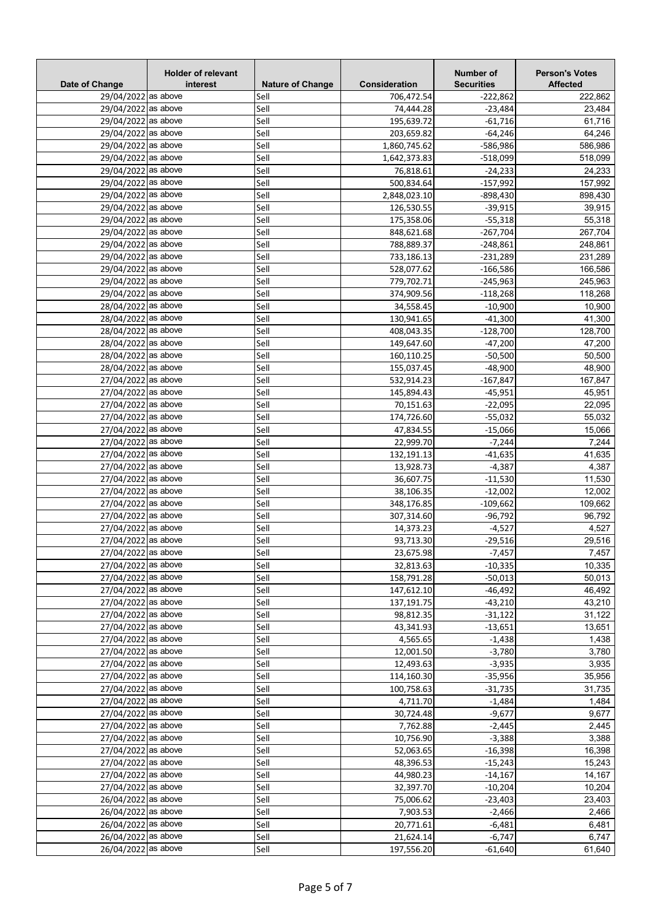| Date of Change | Holder of relevant interest | Nature of Change | Consideration | Number of Securities | Person's Votes Affected |
|---|---|---|---|---|---|
| 29/04/2022 | as above | Sell | 706,472.54 | -222,862 | 222,862 |
| 29/04/2022 | as above | Sell | 74,444.28 | -23,484 | 23,484 |
| 29/04/2022 | as above | Sell | 195,639.72 | -61,716 | 61,716 |
| 29/04/2022 | as above | Sell | 203,659.82 | -64,246 | 64,246 |
| 29/04/2022 | as above | Sell | 1,860,745.62 | -586,986 | 586,986 |
| 29/04/2022 | as above | Sell | 1,642,373.83 | -518,099 | 518,099 |
| 29/04/2022 | as above | Sell | 76,818.61 | -24,233 | 24,233 |
| 29/04/2022 | as above | Sell | 500,834.64 | -157,992 | 157,992 |
| 29/04/2022 | as above | Sell | 2,848,023.10 | -898,430 | 898,430 |
| 29/04/2022 | as above | Sell | 126,530.55 | -39,915 | 39,915 |
| 29/04/2022 | as above | Sell | 175,358.06 | -55,318 | 55,318 |
| 29/04/2022 | as above | Sell | 848,621.68 | -267,704 | 267,704 |
| 29/04/2022 | as above | Sell | 788,889.37 | -248,861 | 248,861 |
| 29/04/2022 | as above | Sell | 733,186.13 | -231,289 | 231,289 |
| 29/04/2022 | as above | Sell | 528,077.62 | -166,586 | 166,586 |
| 29/04/2022 | as above | Sell | 779,702.71 | -245,963 | 245,963 |
| 29/04/2022 | as above | Sell | 374,909.56 | -118,268 | 118,268 |
| 28/04/2022 | as above | Sell | 34,558.45 | -10,900 | 10,900 |
| 28/04/2022 | as above | Sell | 130,941.65 | -41,300 | 41,300 |
| 28/04/2022 | as above | Sell | 408,043.35 | -128,700 | 128,700 |
| 28/04/2022 | as above | Sell | 149,647.60 | -47,200 | 47,200 |
| 28/04/2022 | as above | Sell | 160,110.25 | -50,500 | 50,500 |
| 28/04/2022 | as above | Sell | 155,037.45 | -48,900 | 48,900 |
| 27/04/2022 | as above | Sell | 532,914.23 | -167,847 | 167,847 |
| 27/04/2022 | as above | Sell | 145,894.43 | -45,951 | 45,951 |
| 27/04/2022 | as above | Sell | 70,151.63 | -22,095 | 22,095 |
| 27/04/2022 | as above | Sell | 174,726.60 | -55,032 | 55,032 |
| 27/04/2022 | as above | Sell | 47,834.55 | -15,066 | 15,066 |
| 27/04/2022 | as above | Sell | 22,999.70 | -7,244 | 7,244 |
| 27/04/2022 | as above | Sell | 132,191.13 | -41,635 | 41,635 |
| 27/04/2022 | as above | Sell | 13,928.73 | -4,387 | 4,387 |
| 27/04/2022 | as above | Sell | 36,607.75 | -11,530 | 11,530 |
| 27/04/2022 | as above | Sell | 38,106.35 | -12,002 | 12,002 |
| 27/04/2022 | as above | Sell | 348,176.85 | -109,662 | 109,662 |
| 27/04/2022 | as above | Sell | 307,314.60 | -96,792 | 96,792 |
| 27/04/2022 | as above | Sell | 14,373.23 | -4,527 | 4,527 |
| 27/04/2022 | as above | Sell | 93,713.30 | -29,516 | 29,516 |
| 27/04/2022 | as above | Sell | 23,675.98 | -7,457 | 7,457 |
| 27/04/2022 | as above | Sell | 32,813.63 | -10,335 | 10,335 |
| 27/04/2022 | as above | Sell | 158,791.28 | -50,013 | 50,013 |
| 27/04/2022 | as above | Sell | 147,612.10 | -46,492 | 46,492 |
| 27/04/2022 | as above | Sell | 137,191.75 | -43,210 | 43,210 |
| 27/04/2022 | as above | Sell | 98,812.35 | -31,122 | 31,122 |
| 27/04/2022 | as above | Sell | 43,341.93 | -13,651 | 13,651 |
| 27/04/2022 | as above | Sell | 4,565.65 | -1,438 | 1,438 |
| 27/04/2022 | as above | Sell | 12,001.50 | -3,780 | 3,780 |
| 27/04/2022 | as above | Sell | 12,493.63 | -3,935 | 3,935 |
| 27/04/2022 | as above | Sell | 114,160.30 | -35,956 | 35,956 |
| 27/04/2022 | as above | Sell | 100,758.63 | -31,735 | 31,735 |
| 27/04/2022 | as above | Sell | 4,711.70 | -1,484 | 1,484 |
| 27/04/2022 | as above | Sell | 30,724.48 | -9,677 | 9,677 |
| 27/04/2022 | as above | Sell | 7,762.88 | -2,445 | 2,445 |
| 27/04/2022 | as above | Sell | 10,756.90 | -3,388 | 3,388 |
| 27/04/2022 | as above | Sell | 52,063.65 | -16,398 | 16,398 |
| 27/04/2022 | as above | Sell | 48,396.53 | -15,243 | 15,243 |
| 27/04/2022 | as above | Sell | 44,980.23 | -14,167 | 14,167 |
| 27/04/2022 | as above | Sell | 32,397.70 | -10,204 | 10,204 |
| 26/04/2022 | as above | Sell | 75,006.62 | -23,403 | 23,403 |
| 26/04/2022 | as above | Sell | 7,903.53 | -2,466 | 2,466 |
| 26/04/2022 | as above | Sell | 20,771.61 | -6,481 | 6,481 |
| 26/04/2022 | as above | Sell | 21,624.14 | -6,747 | 6,747 |
| 26/04/2022 | as above | Sell | 197,556.20 | -61,640 | 61,640 |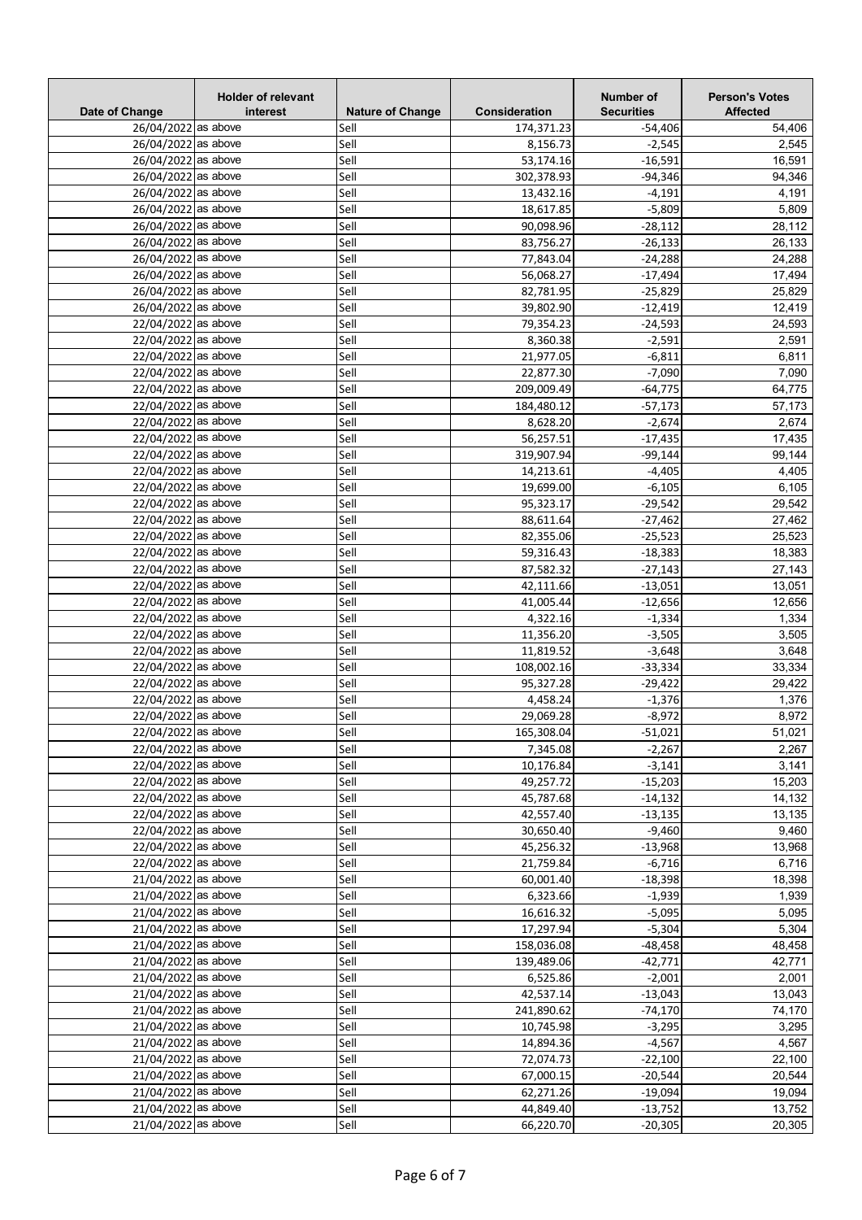| Date of Change | Holder of relevant interest | Nature of Change | Consideration | Number of Securities | Person's Votes Affected |
|---|---|---|---|---|---|
| 26/04/2022 | as above | Sell | 174,371.23 | -54,406 | 54,406 |
| 26/04/2022 | as above | Sell | 8,156.73 | -2,545 | 2,545 |
| 26/04/2022 | as above | Sell | 53,174.16 | -16,591 | 16,591 |
| 26/04/2022 | as above | Sell | 302,378.93 | -94,346 | 94,346 |
| 26/04/2022 | as above | Sell | 13,432.16 | -4,191 | 4,191 |
| 26/04/2022 | as above | Sell | 18,617.85 | -5,809 | 5,809 |
| 26/04/2022 | as above | Sell | 90,098.96 | -28,112 | 28,112 |
| 26/04/2022 | as above | Sell | 83,756.27 | -26,133 | 26,133 |
| 26/04/2022 | as above | Sell | 77,843.04 | -24,288 | 24,288 |
| 26/04/2022 | as above | Sell | 56,068.27 | -17,494 | 17,494 |
| 26/04/2022 | as above | Sell | 82,781.95 | -25,829 | 25,829 |
| 26/04/2022 | as above | Sell | 39,802.90 | -12,419 | 12,419 |
| 22/04/2022 | as above | Sell | 79,354.23 | -24,593 | 24,593 |
| 22/04/2022 | as above | Sell | 8,360.38 | -2,591 | 2,591 |
| 22/04/2022 | as above | Sell | 21,977.05 | -6,811 | 6,811 |
| 22/04/2022 | as above | Sell | 22,877.30 | -7,090 | 7,090 |
| 22/04/2022 | as above | Sell | 209,009.49 | -64,775 | 64,775 |
| 22/04/2022 | as above | Sell | 184,480.12 | -57,173 | 57,173 |
| 22/04/2022 | as above | Sell | 8,628.20 | -2,674 | 2,674 |
| 22/04/2022 | as above | Sell | 56,257.51 | -17,435 | 17,435 |
| 22/04/2022 | as above | Sell | 319,907.94 | -99,144 | 99,144 |
| 22/04/2022 | as above | Sell | 14,213.61 | -4,405 | 4,405 |
| 22/04/2022 | as above | Sell | 19,699.00 | -6,105 | 6,105 |
| 22/04/2022 | as above | Sell | 95,323.17 | -29,542 | 29,542 |
| 22/04/2022 | as above | Sell | 88,611.64 | -27,462 | 27,462 |
| 22/04/2022 | as above | Sell | 82,355.06 | -25,523 | 25,523 |
| 22/04/2022 | as above | Sell | 59,316.43 | -18,383 | 18,383 |
| 22/04/2022 | as above | Sell | 87,582.32 | -27,143 | 27,143 |
| 22/04/2022 | as above | Sell | 42,111.66 | -13,051 | 13,051 |
| 22/04/2022 | as above | Sell | 41,005.44 | -12,656 | 12,656 |
| 22/04/2022 | as above | Sell | 4,322.16 | -1,334 | 1,334 |
| 22/04/2022 | as above | Sell | 11,356.20 | -3,505 | 3,505 |
| 22/04/2022 | as above | Sell | 11,819.52 | -3,648 | 3,648 |
| 22/04/2022 | as above | Sell | 108,002.16 | -33,334 | 33,334 |
| 22/04/2022 | as above | Sell | 95,327.28 | -29,422 | 29,422 |
| 22/04/2022 | as above | Sell | 4,458.24 | -1,376 | 1,376 |
| 22/04/2022 | as above | Sell | 29,069.28 | -8,972 | 8,972 |
| 22/04/2022 | as above | Sell | 165,308.04 | -51,021 | 51,021 |
| 22/04/2022 | as above | Sell | 7,345.08 | -2,267 | 2,267 |
| 22/04/2022 | as above | Sell | 10,176.84 | -3,141 | 3,141 |
| 22/04/2022 | as above | Sell | 49,257.72 | -15,203 | 15,203 |
| 22/04/2022 | as above | Sell | 45,787.68 | -14,132 | 14,132 |
| 22/04/2022 | as above | Sell | 42,557.40 | -13,135 | 13,135 |
| 22/04/2022 | as above | Sell | 30,650.40 | -9,460 | 9,460 |
| 22/04/2022 | as above | Sell | 45,256.32 | -13,968 | 13,968 |
| 22/04/2022 | as above | Sell | 21,759.84 | -6,716 | 6,716 |
| 21/04/2022 | as above | Sell | 60,001.40 | -18,398 | 18,398 |
| 21/04/2022 | as above | Sell | 6,323.66 | -1,939 | 1,939 |
| 21/04/2022 | as above | Sell | 16,616.32 | -5,095 | 5,095 |
| 21/04/2022 | as above | Sell | 17,297.94 | -5,304 | 5,304 |
| 21/04/2022 | as above | Sell | 158,036.08 | -48,458 | 48,458 |
| 21/04/2022 | as above | Sell | 139,489.06 | -42,771 | 42,771 |
| 21/04/2022 | as above | Sell | 6,525.86 | -2,001 | 2,001 |
| 21/04/2022 | as above | Sell | 42,537.14 | -13,043 | 13,043 |
| 21/04/2022 | as above | Sell | 241,890.62 | -74,170 | 74,170 |
| 21/04/2022 | as above | Sell | 10,745.98 | -3,295 | 3,295 |
| 21/04/2022 | as above | Sell | 14,894.36 | -4,567 | 4,567 |
| 21/04/2022 | as above | Sell | 72,074.73 | -22,100 | 22,100 |
| 21/04/2022 | as above | Sell | 67,000.15 | -20,544 | 20,544 |
| 21/04/2022 | as above | Sell | 62,271.26 | -19,094 | 19,094 |
| 21/04/2022 | as above | Sell | 44,849.40 | -13,752 | 13,752 |
| 21/04/2022 | as above | Sell | 66,220.70 | -20,305 | 20,305 |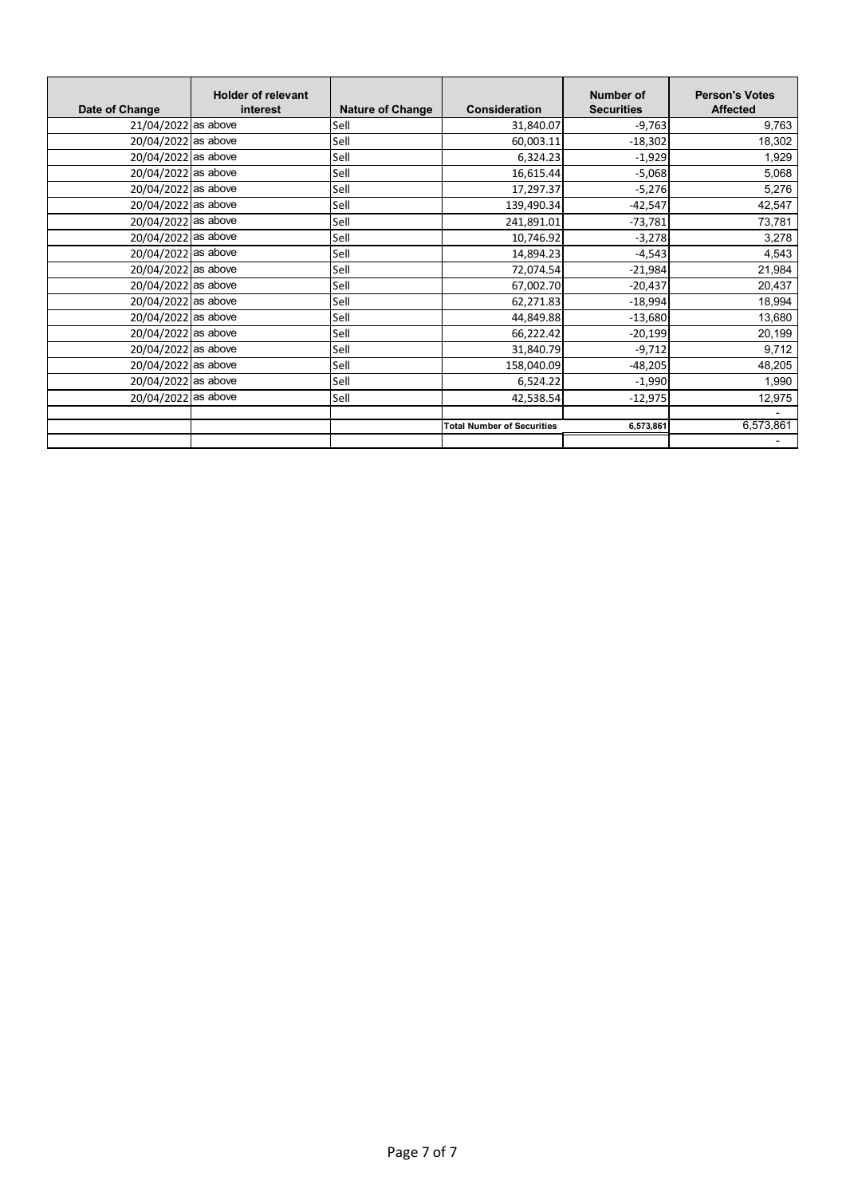| Date of Change | Holder of relevant interest | Nature of Change | Consideration | Number of Securities | Person's Votes Affected |
|---|---|---|---|---|---|
| 21/04/2022 | as above | Sell | 31,840.07 | -9,763 | 9,763 |
| 20/04/2022 | as above | Sell | 60,003.11 | -18,302 | 18,302 |
| 20/04/2022 | as above | Sell | 6,324.23 | -1,929 | 1,929 |
| 20/04/2022 | as above | Sell | 16,615.44 | -5,068 | 5,068 |
| 20/04/2022 | as above | Sell | 17,297.37 | -5,276 | 5,276 |
| 20/04/2022 | as above | Sell | 139,490.34 | -42,547 | 42,547 |
| 20/04/2022 | as above | Sell | 241,891.01 | -73,781 | 73,781 |
| 20/04/2022 | as above | Sell | 10,746.92 | -3,278 | 3,278 |
| 20/04/2022 | as above | Sell | 14,894.23 | -4,543 | 4,543 |
| 20/04/2022 | as above | Sell | 72,074.54 | -21,984 | 21,984 |
| 20/04/2022 | as above | Sell | 67,002.70 | -20,437 | 20,437 |
| 20/04/2022 | as above | Sell | 62,271.83 | -18,994 | 18,994 |
| 20/04/2022 | as above | Sell | 44,849.88 | -13,680 | 13,680 |
| 20/04/2022 | as above | Sell | 66,222.42 | -20,199 | 20,199 |
| 20/04/2022 | as above | Sell | 31,840.79 | -9,712 | 9,712 |
| 20/04/2022 | as above | Sell | 158,040.09 | -48,205 | 48,205 |
| 20/04/2022 | as above | Sell | 6,524.22 | -1,990 | 1,990 |
| 20/04/2022 | as above | Sell | 42,538.54 | -12,975 | 12,975 |
| | | | | | - |
| | | | Total Number of Securities | 6,573,861 | 6,573,861 |
| | | | | | - |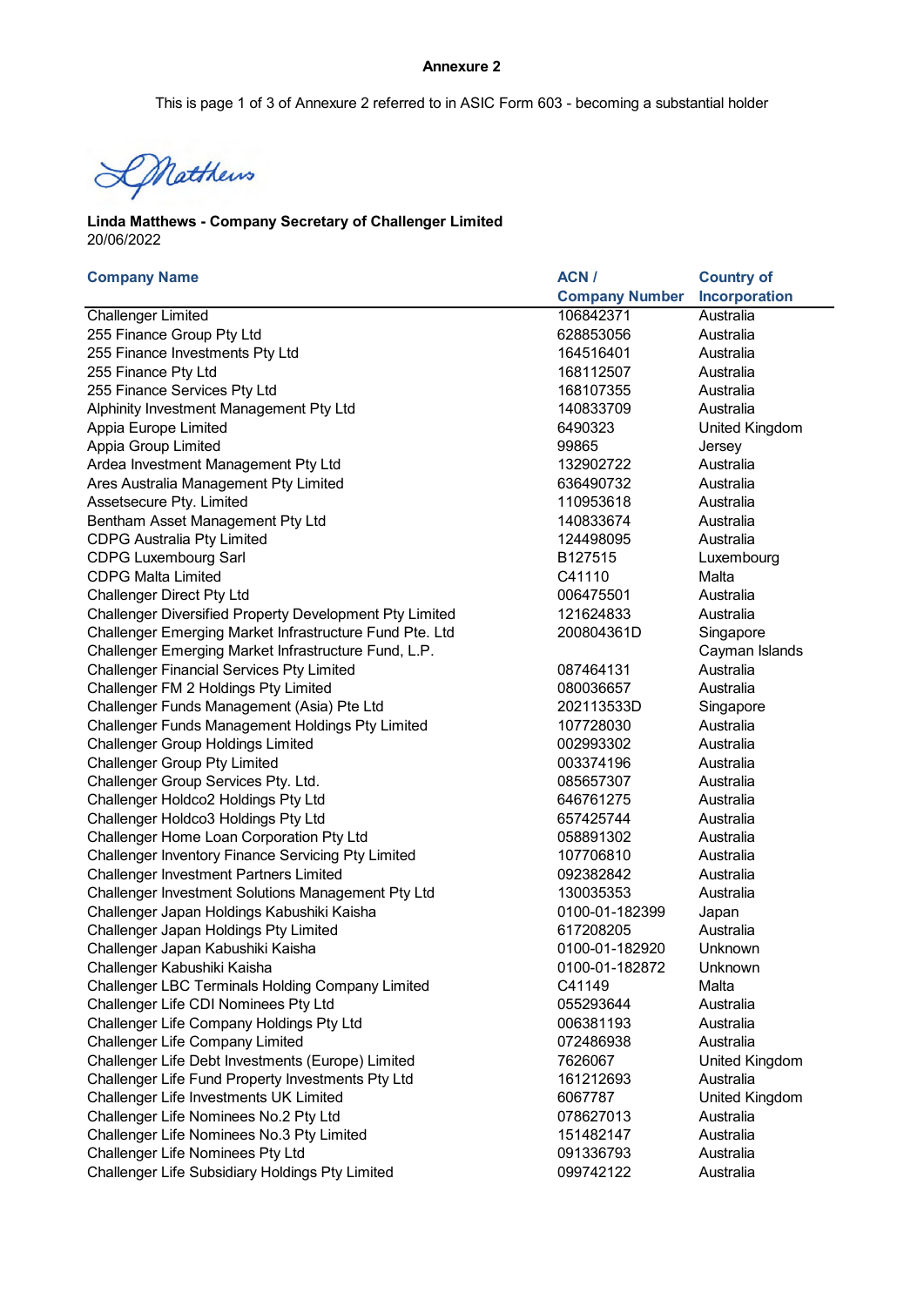**Annexure 2**

This is page 1 of 3 of Annexure 2 referred to in ASIC Form 603 - becoming a substantial holder

**Linda Matthews - Company Secretary of Challenger Limited**
20/06/2022

| Company Name | ACN / Company Number | Country of Incorporation |
|---|---|---|
| Challenger Limited | 106842371 | Australia |
| 255 Finance Group Pty Ltd | 628853056 | Australia |
| 255 Finance Investments Pty Ltd | 164516401 | Australia |
| 255 Finance Pty Ltd | 168112507 | Australia |
| 255 Finance Services Pty Ltd | 168107355 | Australia |
| Alphinity Investment Management Pty Ltd | 140833709 | Australia |
| Appia Europe Limited | 6490323 | United Kingdom |
| Appia Group Limited | 99865 | Jersey |
| Ardea Investment Management Pty Ltd | 132902722 | Australia |
| Ares Australia Management Pty Limited | 636490732 | Australia |
| Assetsecure Pty. Limited | 110953618 | Australia |
| Bentham Asset Management Pty Ltd | 140833674 | Australia |
| CDPG Australia Pty Limited | 124498095 | Australia |
| CDPG Luxembourg Sarl | B127515 | Luxembourg |
| CDPG Malta Limited | C41110 | Malta |
| Challenger Direct Pty Ltd | 006475501 | Australia |
| Challenger Diversified Property Development Pty Limited | 121624833 | Australia |
| Challenger Emerging Market Infrastructure Fund Pte. Ltd | 200804361D | Singapore |
| Challenger Emerging Market Infrastructure Fund, L.P. | | Cayman Islands |
| Challenger Financial Services Pty Limited | 087464131 | Australia |
| Challenger FM 2 Holdings Pty Limited | 080036657 | Australia |
| Challenger Funds Management (Asia) Pte Ltd | 202113533D | Singapore |
| Challenger Funds Management Holdings Pty Limited | 107728030 | Australia |
| Challenger Group Holdings Limited | 002993302 | Australia |
| Challenger Group Pty Limited | 003374196 | Australia |
| Challenger Group Services Pty. Ltd. | 085657307 | Australia |
| Challenger Holdco2 Holdings Pty Ltd | 646761275 | Australia |
| Challenger Holdco3 Holdings Pty Ltd | 657425744 | Australia |
| Challenger Home Loan Corporation Pty Ltd | 058891302 | Australia |
| Challenger Inventory Finance Servicing Pty Limited | 107706810 | Australia |
| Challenger Investment Partners Limited | 092382842 | Australia |
| Challenger Investment Solutions Management Pty Ltd | 130035353 | Australia |
| Challenger Japan Holdings Kabushiki Kaisha | 0100-01-182399 | Japan |
| Challenger Japan Holdings Pty Limited | 617208205 | Australia |
| Challenger Japan Kabushiki Kaisha | 0100-01-182920 | Unknown |
| Challenger Kabushiki Kaisha | 0100-01-182872 | Unknown |
| Challenger LBC Terminals Holding Company Limited | C41149 | Malta |
| Challenger Life CDI Nominees Pty Ltd | 055293644 | Australia |
| Challenger Life Company Holdings Pty Ltd | 006381193 | Australia |
| Challenger Life Company Limited | 072486938 | Australia |
| Challenger Life Debt Investments (Europe) Limited | 7626067 | United Kingdom |
| Challenger Life Fund Property Investments Pty Ltd | 161212693 | Australia |
| Challenger Life Investments UK Limited | 6067787 | United Kingdom |
| Challenger Life Nominees No.2 Pty Ltd | 078627013 | Australia |
| Challenger Life Nominees No.3 Pty Limited | 151482147 | Australia |
| Challenger Life Nominees Pty Ltd | 091336793 | Australia |
| Challenger Life Subsidiary Holdings Pty Limited | 099742122 | Australia |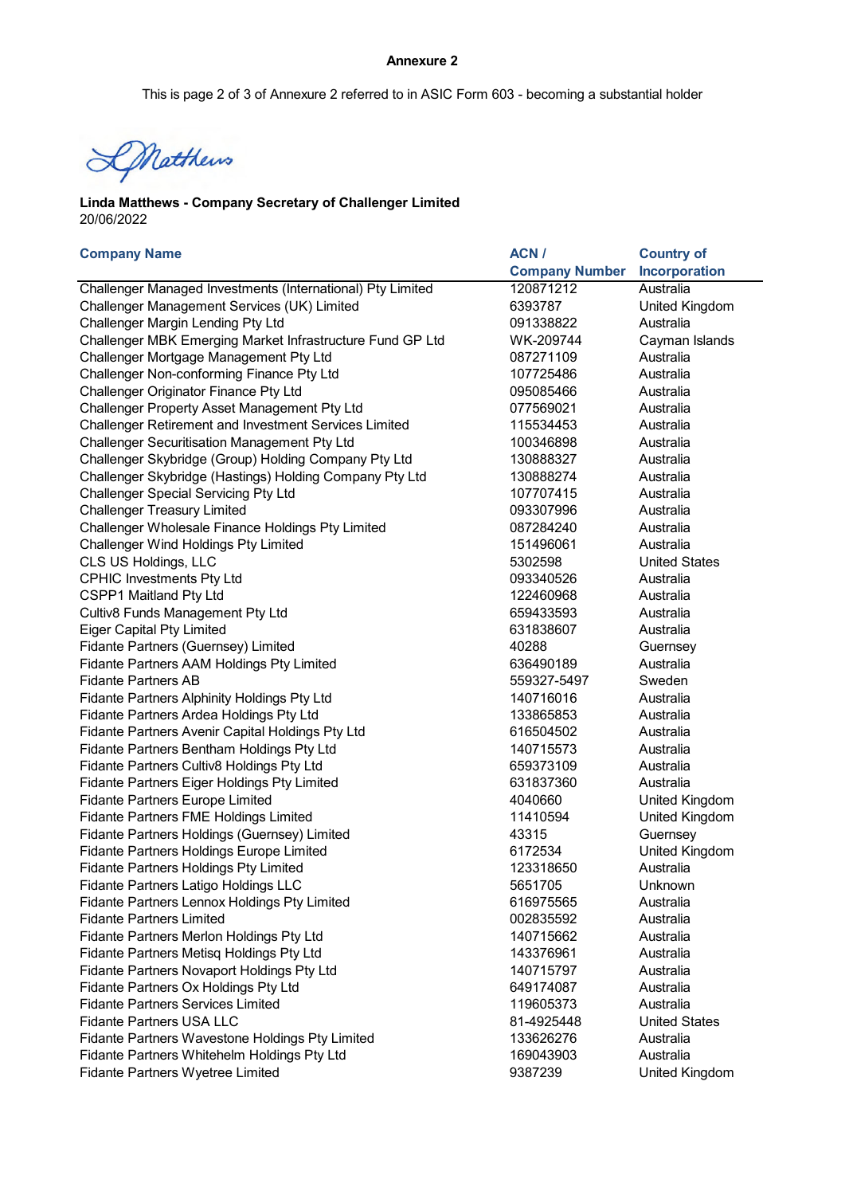**Annexure 2**

This is page 2 of 3 of Annexure 2 referred to in ASIC Form 603 - becoming a substantial holder

L Matthews

**Linda Matthews - Company Secretary of Challenger Limited**
20/06/2022

| Company Name | ACN / Company Number | Country of Incorporation |
|---|---|---|
| Challenger Managed Investments (International) Pty Limited | 120871212 | Australia |
| Challenger Management Services (UK) Limited | 6393787 | United Kingdom |
| Challenger Margin Lending Pty Ltd | 091338822 | Australia |
| Challenger MBK Emerging Market Infrastructure Fund GP Ltd | WK-209744 | Cayman Islands |
| Challenger Mortgage Management Pty Ltd | 087271109 | Australia |
| Challenger Non-conforming Finance Pty Ltd | 107725486 | Australia |
| Challenger Originator Finance Pty Ltd | 095085466 | Australia |
| Challenger Property Asset Management Pty Ltd | 077569021 | Australia |
| Challenger Retirement and Investment Services Limited | 115534453 | Australia |
| Challenger Securitisation Management Pty Ltd | 100346898 | Australia |
| Challenger Skybridge (Group) Holding Company Pty Ltd | 130888327 | Australia |
| Challenger Skybridge (Hastings) Holding Company Pty Ltd | 130888274 | Australia |
| Challenger Special Servicing Pty Ltd | 107707415 | Australia |
| Challenger Treasury Limited | 093307996 | Australia |
| Challenger Wholesale Finance Holdings Pty Limited | 087284240 | Australia |
| Challenger Wind Holdings Pty Limited | 151496061 | Australia |
| CLS US Holdings, LLC | 5302598 | United States |
| CPHIC Investments Pty Ltd | 093340526 | Australia |
| CSPP1 Maitland Pty Ltd | 122460968 | Australia |
| Cultiv8 Funds Management Pty Ltd | 659433593 | Australia |
| Eiger Capital Pty Limited | 631838607 | Australia |
| Fidante Partners (Guernsey) Limited | 40288 | Guernsey |
| Fidante Partners AAM Holdings Pty Limited | 636490189 | Australia |
| Fidante Partners AB | 559327-5497 | Sweden |
| Fidante Partners Alphinity Holdings Pty Ltd | 140716016 | Australia |
| Fidante Partners Ardea Holdings Pty Ltd | 133865853 | Australia |
| Fidante Partners Avenir Capital Holdings Pty Ltd | 616504502 | Australia |
| Fidante Partners Bentham Holdings Pty Ltd | 140715573 | Australia |
| Fidante Partners Cultiv8 Holdings Pty Ltd | 659373109 | Australia |
| Fidante Partners Eiger Holdings Pty Limited | 631837360 | Australia |
| Fidante Partners Europe Limited | 4040660 | United Kingdom |
| Fidante Partners FME Holdings Limited | 11410594 | United Kingdom |
| Fidante Partners Holdings (Guernsey) Limited | 43315 | Guernsey |
| Fidante Partners Holdings Europe Limited | 6172534 | United Kingdom |
| Fidante Partners Holdings Pty Limited | 123318650 | Australia |
| Fidante Partners Latigo Holdings LLC | 5651705 | Unknown |
| Fidante Partners Lennox Holdings Pty Limited | 616975565 | Australia |
| Fidante Partners Limited | 002835592 | Australia |
| Fidante Partners Merlon Holdings Pty Ltd | 140715662 | Australia |
| Fidante Partners Metisq Holdings Pty Ltd | 143376961 | Australia |
| Fidante Partners Novaport Holdings Pty Ltd | 140715797 | Australia |
| Fidante Partners Ox Holdings Pty Ltd | 649174087 | Australia |
| Fidante Partners Services Limited | 119605373 | Australia |
| Fidante Partners USA LLC | 81-4925448 | United States |
| Fidante Partners Wavestone Holdings Pty Limited | 133626276 | Australia |
| Fidante Partners Whitehelm Holdings Pty Ltd | 169043903 | Australia |
| Fidante Partners Wyetree Limited | 9387239 | United Kingdom |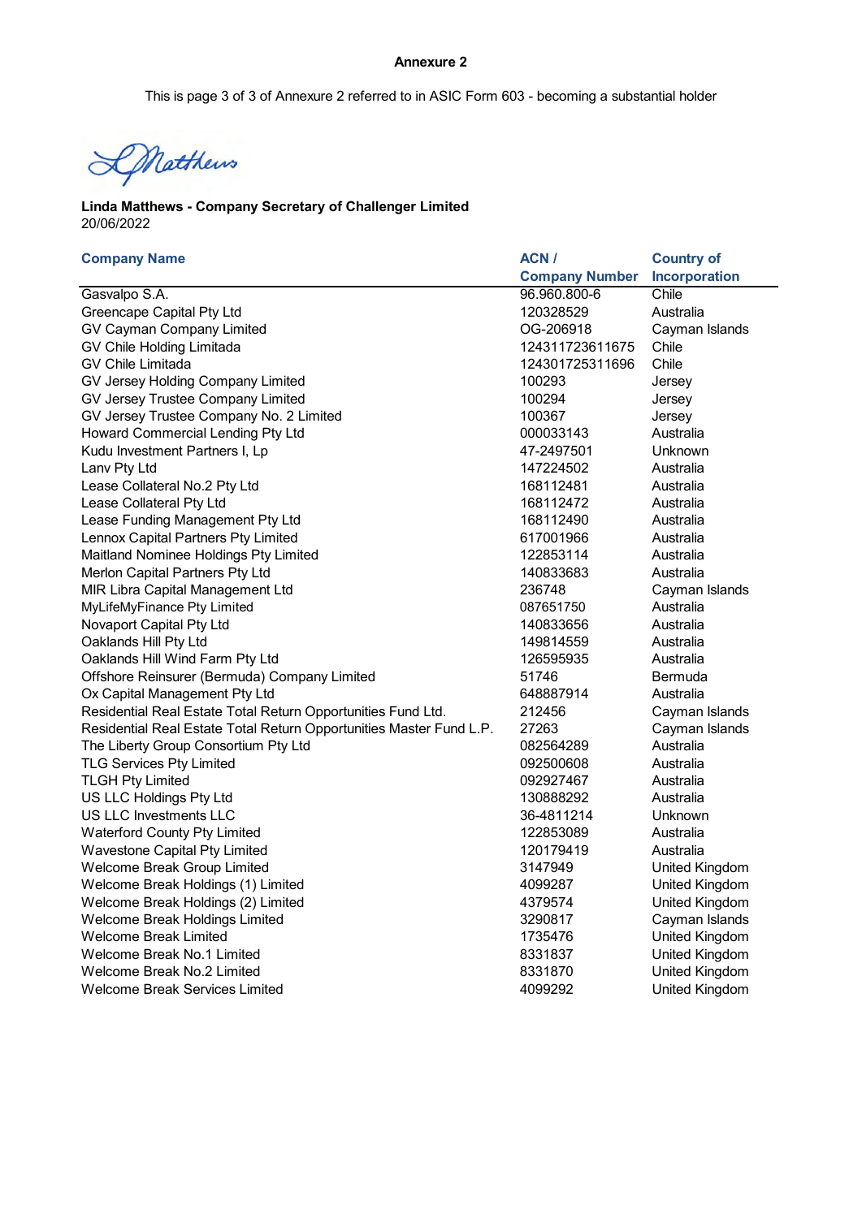**Annexure 2**

This is page 3 of 3 of Annexure 2 referred to in ASIC Form 603 - becoming a substantial holder

**Linda Matthews - Company Secretary of Challenger Limited**
20/06/2022

| Company Name | ACN / Company Number | Country of Incorporation |
|---|---|---|
| Gasvalpo S.A. | 96.960.800-6 | Chile |
| Greencape Capital Pty Ltd | 120328529 | Australia |
| GV Cayman Company Limited | OG-206918 | Cayman Islands |
| GV Chile Holding Limitada | 124311723611675 | Chile |
| GV Chile Limitada | 124301725311696 | Chile |
| GV Jersey Holding Company Limited | 100293 | Jersey |
| GV Jersey Trustee Company Limited | 100294 | Jersey |
| GV Jersey Trustee Company No. 2 Limited | 100367 | Jersey |
| Howard Commercial Lending Pty Ltd | 000033143 | Australia |
| Kudu Investment Partners I, Lp | 47-2497501 | Unknown |
| Lanv Pty Ltd | 147224502 | Australia |
| Lease Collateral No.2 Pty Ltd | 168112481 | Australia |
| Lease Collateral Pty Ltd | 168112472 | Australia |
| Lease Funding Management Pty Ltd | 168112490 | Australia |
| Lennox Capital Partners Pty Limited | 617001966 | Australia |
| Maitland Nominee Holdings Pty Limited | 122853114 | Australia |
| Merlon Capital Partners Pty Ltd | 140833683 | Australia |
| MIR Libra Capital Management Ltd | 236748 | Cayman Islands |
| MyLifeMyFinance Pty Limited | 087651750 | Australia |
| Novaport Capital Pty Ltd | 140833656 | Australia |
| Oaklands Hill Pty Ltd | 149814559 | Australia |
| Oaklands Hill Wind Farm Pty Ltd | 126595935 | Australia |
| Offshore Reinsurer (Bermuda) Company Limited | 51746 | Bermuda |
| Ox Capital Management Pty Ltd | 648887914 | Australia |
| Residential Real Estate Total Return Opportunities Fund Ltd. | 212456 | Cayman Islands |
| Residential Real Estate Total Return Opportunities Master Fund L.P. | 27263 | Cayman Islands |
| The Liberty Group Consortium Pty Ltd | 082564289 | Australia |
| TLG Services Pty Limited | 092500608 | Australia |
| TLGH Pty Limited | 092927467 | Australia |
| US LLC Holdings Pty Ltd | 130888292 | Australia |
| US LLC Investments LLC | 36-4811214 | Unknown |
| Waterford County Pty Limited | 122853089 | Australia |
| Wavestone Capital Pty Limited | 120179419 | Australia |
| Welcome Break Group Limited | 3147949 | United Kingdom |
| Welcome Break Holdings (1) Limited | 4099287 | United Kingdom |
| Welcome Break Holdings (2) Limited | 4379574 | United Kingdom |
| Welcome Break Holdings Limited | 3290817 | Cayman Islands |
| Welcome Break Limited | 1735476 | United Kingdom |
| Welcome Break No.1 Limited | 8331837 | United Kingdom |
| Welcome Break No.2 Limited | 8331870 | United Kingdom |
| Welcome Break Services Limited | 4099292 | United Kingdom |